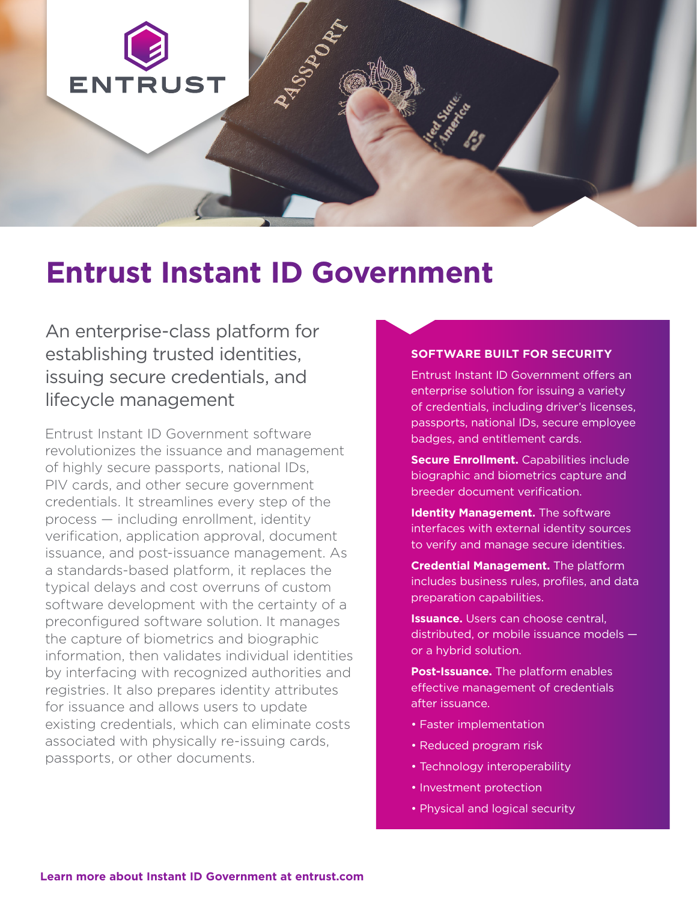ENTRUST

# Entrust Instant ID Government

## An enterprise-class platform for establishing trusted identities, issuing secure credentials, and lifecycle management

Entrust Instant ID Government software revolutionizes the issuance and management of highly secure passports, national IDs, PIV cards, and other secure government credentials. It streamlines every step of the process — including enrollment, identity verification, application approval, document issuance, and post-issuance management. As a standards-based platform, it replaces the typical delays and cost overruns of custom software development with the certainty of a preconfigured software solution. It manages the capture of biometrics and biographic information, then validates individual identities by interfacing with recognized authorities and registries. It also prepares identity attributes for issuance and allows users to update existing credentials, which can eliminate costs associated with physically re-issuing cards, passports, or other documents.

### SOFTWARE BUILT FOR SECURITY

Entrust Instant ID Government offers an enterprise solution for issuing a variety of credentials, including driver's licenses, passports, national IDs, secure employee badges, and entitlement cards.

**Secure Enrollment.** Capabilities include biographic and biometrics capture and breeder document verification.

**Identity Management.** The software interfaces with external identity sources to verify and manage secure identities.

**Credential Management.** The platform includes business rules, profiles, and data preparation capabilities.

**Issuance.** Users can choose central, distributed, or mobile issuance models — or a hybrid solution.

**Post-Issuance.** The platform enables effective management of credentials after issuance.

- Faster implementation
- Reduced program risk
- Technology interoperability
- Investment protection
- Physical and logical security

**Learn more about Instant ID Government at entrust.com**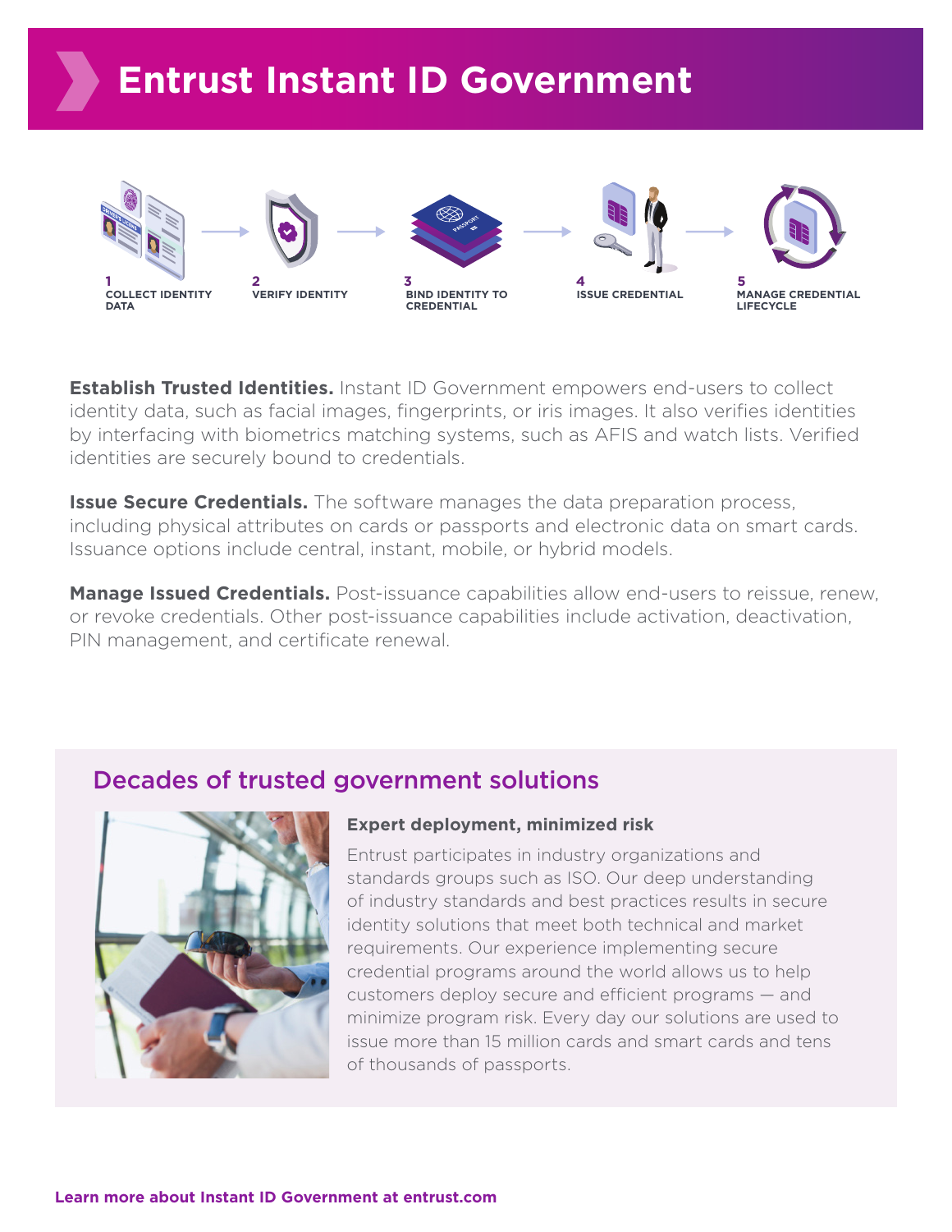# Entrust Instant ID Government

1 COLLECT IDENTITY DATA → 2 VERIFY IDENTITY → 3 BIND IDENTITY TO CREDENTIAL → 4 ISSUE CREDENTIAL → 5 MANAGE CREDENTIAL LIFECYCLE

**Establish Trusted Identities.** Instant ID Government empowers end-users to collect identity data, such as facial images, fingerprints, or iris images. It also verifies identities by interfacing with biometrics matching systems, such as AFIS and watch lists. Verified identities are securely bound to credentials.

**Issue Secure Credentials.** The software manages the data preparation process, including physical attributes on cards or passports and electronic data on smart cards. Issuance options include central, instant, mobile, or hybrid models.

**Manage Issued Credentials.** Post-issuance capabilities allow end-users to reissue, renew, or revoke credentials. Other post-issuance capabilities include activation, deactivation, PIN management, and certificate renewal.

## Decades of trusted government solutions

### Expert deployment, minimized risk

Entrust participates in industry organizations and standards groups such as ISO. Our deep understanding of industry standards and best practices results in secure identity solutions that meet both technical and market requirements. Our experience implementing secure credential programs around the world allows us to help customers deploy secure and efficient programs — and minimize program risk. Every day our solutions are used to issue more than 15 million cards and smart cards and tens of thousands of passports.

**Learn more about Instant ID Government at entrust.com**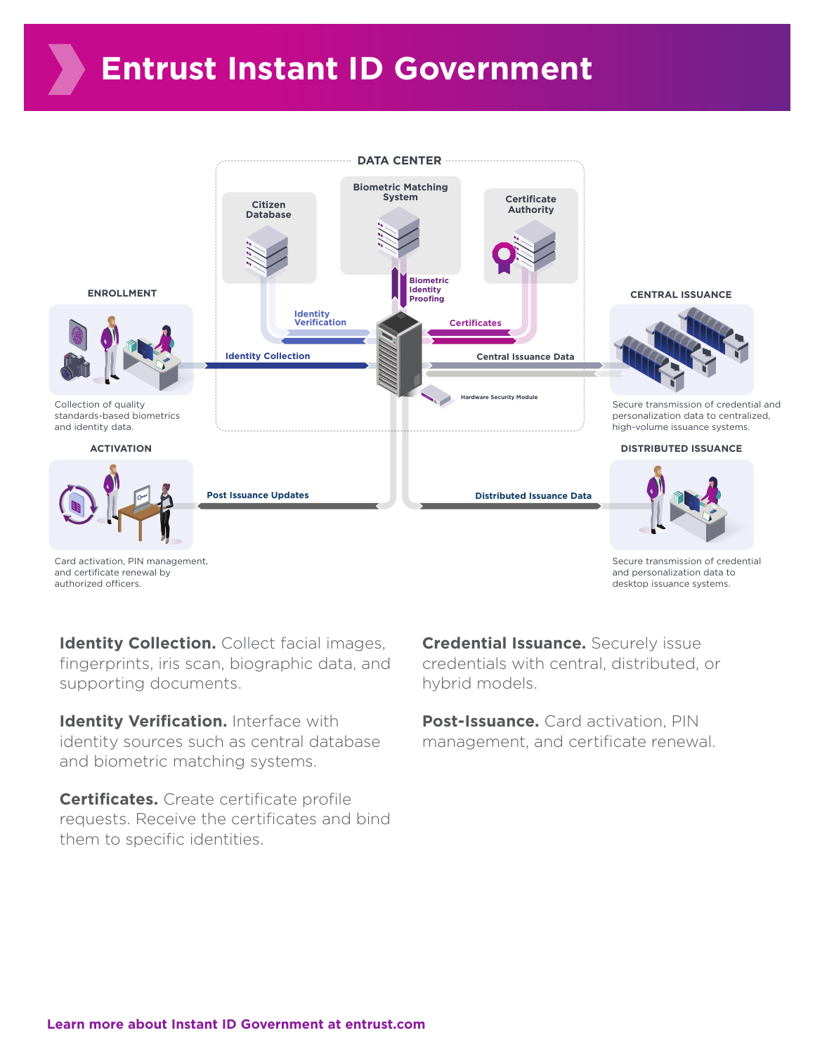# Entrust Instant ID Government

DATA CENTER

Citizen Database

Biometric Matching System

Certificate Authority

Biometric Identity Proofing

Identity Verification

Certificates

Identity Collection

Central Issuance Data

Hardware Security Module

**ENROLLMENT**

Collection of quality standards-based biometrics and identity data.

**CENTRAL ISSUANCE**

Secure transmission of credential and personalization data to centralized, high-volume issuance systems.

**ACTIVATION**

Card activation, PIN management, and certificate renewal by authorized officers.

Post Issuance Updates

Distributed Issuance Data

**DISTRIBUTED ISSUANCE**

Secure transmission of credential and personalization data to desktop issuance systems.

**Identity Collection.** Collect facial images, fingerprints, iris scan, biographic data, and supporting documents.

**Identity Verification.** Interface with identity sources such as central database and biometric matching systems.

**Certificates.** Create certificate profile requests. Receive the certificates and bind them to specific identities.

**Credential Issuance.** Securely issue credentials with central, distributed, or hybrid models.

**Post-Issuance.** Card activation, PIN management, and certificate renewal.

**Learn more about Instant ID Government at entrust.com**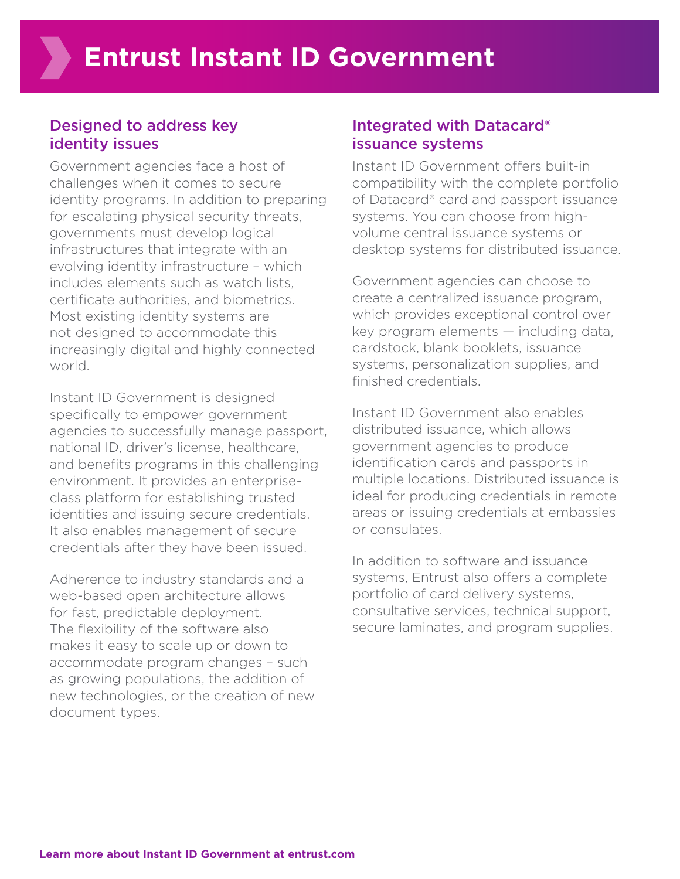# Entrust Instant ID Government

## Designed to address key identity issues

Government agencies face a host of challenges when it comes to secure identity programs. In addition to preparing for escalating physical security threats, governments must develop logical infrastructures that integrate with an evolving identity infrastructure – which includes elements such as watch lists, certificate authorities, and biometrics. Most existing identity systems are not designed to accommodate this increasingly digital and highly connected world.

Instant ID Government is designed specifically to empower government agencies to successfully manage passport, national ID, driver's license, healthcare, and benefits programs in this challenging environment. It provides an enterprise-class platform for establishing trusted identities and issuing secure credentials. It also enables management of secure credentials after they have been issued.

Adherence to industry standards and a web-based open architecture allows for fast, predictable deployment. The flexibility of the software also makes it easy to scale up or down to accommodate program changes – such as growing populations, the addition of new technologies, or the creation of new document types.

## Integrated with Datacard® issuance systems

Instant ID Government offers built-in compatibility with the complete portfolio of Datacard® card and passport issuance systems. You can choose from high-volume central issuance systems or desktop systems for distributed issuance.

Government agencies can choose to create a centralized issuance program, which provides exceptional control over key program elements — including data, cardstock, blank booklets, issuance systems, personalization supplies, and finished credentials.

Instant ID Government also enables distributed issuance, which allows government agencies to produce identification cards and passports in multiple locations. Distributed issuance is ideal for producing credentials in remote areas or issuing credentials at embassies or consulates.

In addition to software and issuance systems, Entrust also offers a complete portfolio of card delivery systems, consultative services, technical support, secure laminates, and program supplies.

**Learn more about Instant ID Government at entrust.com**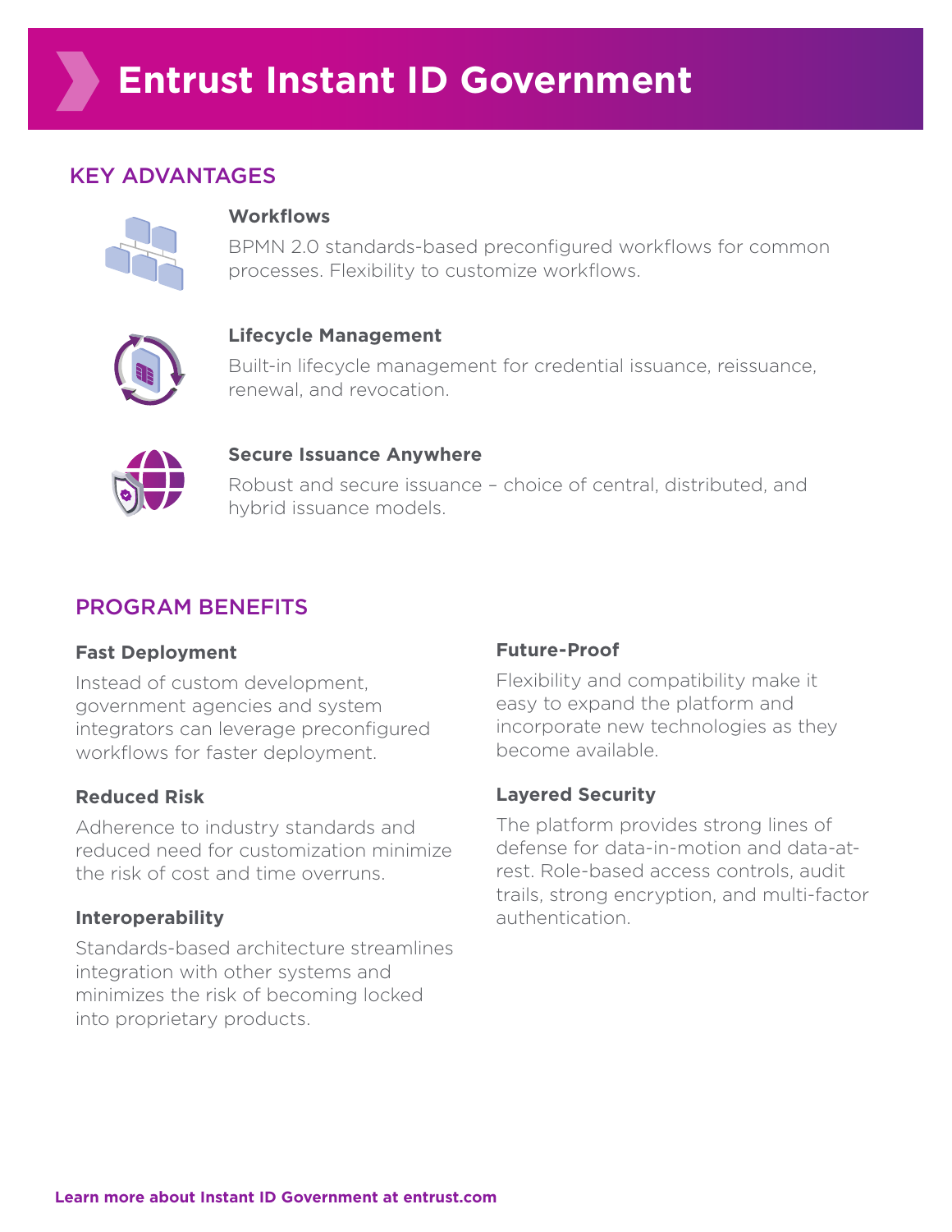# Entrust Instant ID Government

## KEY ADVANTAGES

### Workflows

BPMN 2.0 standards-based preconfigured workflows for common processes. Flexibility to customize workflows.

### Lifecycle Management

Built-in lifecycle management for credential issuance, reissuance, renewal, and revocation.

### Secure Issuance Anywhere

Robust and secure issuance – choice of central, distributed, and hybrid issuance models.

## PROGRAM BENEFITS

### Fast Deployment

Instead of custom development, government agencies and system integrators can leverage preconfigured workflows for faster deployment.

### Reduced Risk

Adherence to industry standards and reduced need for customization minimize the risk of cost and time overruns.

### Interoperability

Standards-based architecture streamlines integration with other systems and minimizes the risk of becoming locked into proprietary products.

### Future-Proof

Flexibility and compatibility make it easy to expand the platform and incorporate new technologies as they become available.

### Layered Security

The platform provides strong lines of defense for data-in-motion and data-at-rest. Role-based access controls, audit trails, strong encryption, and multi-factor authentication.

**Learn more about Instant ID Government at entrust.com**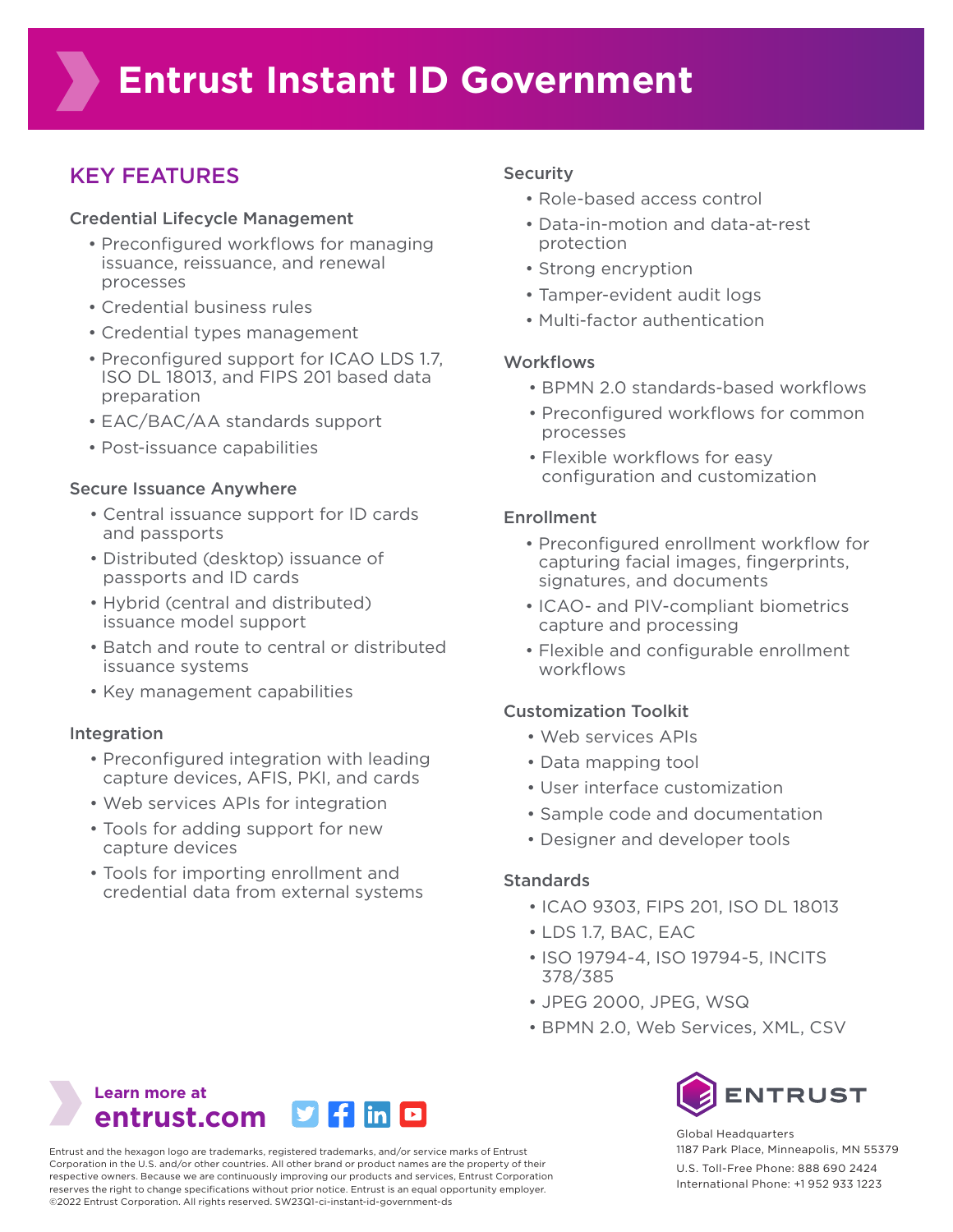# Entrust Instant ID Government

## KEY FEATURES

### Credential Lifecycle Management

- Preconfigured workflows for managing issuance, reissuance, and renewal processes
- Credential business rules
- Credential types management
- Preconfigured support for ICAO LDS 1.7, ISO DL 18013, and FIPS 201 based data preparation
- EAC/BAC/AA standards support
- Post-issuance capabilities

### Secure Issuance Anywhere

- Central issuance support for ID cards and passports
- Distributed (desktop) issuance of passports and ID cards
- Hybrid (central and distributed) issuance model support
- Batch and route to central or distributed issuance systems
- Key management capabilities

### Integration

- Preconfigured integration with leading capture devices, AFIS, PKI, and cards
- Web services APIs for integration
- Tools for adding support for new capture devices
- Tools for importing enrollment and credential data from external systems

### Security

- Role-based access control
- Data-in-motion and data-at-rest protection
- Strong encryption
- Tamper-evident audit logs
- Multi-factor authentication

### Workflows

- BPMN 2.0 standards-based workflows
- Preconfigured workflows for common processes
- Flexible workflows for easy configuration and customization

### Enrollment

- Preconfigured enrollment workflow for capturing facial images, fingerprints, signatures, and documents
- ICAO- and PIV-compliant biometrics capture and processing
- Flexible and configurable enrollment workflows

### Customization Toolkit

- Web services APIs
- Data mapping tool
- User interface customization
- Sample code and documentation
- Designer and developer tools

### Standards

- ICAO 9303, FIPS 201, ISO DL 18013
- LDS 1.7, BAC, EAC
- ISO 19794-4, ISO 19794-5, INCITS 378/385
- JPEG 2000, JPEG, WSQ
- BPMN 2.0, Web Services, XML, CSV

Learn more at
**entrust.com**

ENTRUST

Global Headquarters
1187 Park Place, Minneapolis, MN 55379
U.S. Toll-Free Phone: 888 690 2424
International Phone: +1 952 933 1223

Entrust and the hexagon logo are trademarks, registered trademarks, and/or service marks of Entrust Corporation in the U.S. and/or other countries. All other brand or product names are the property of their respective owners. Because we are continuously improving our products and services, Entrust Corporation reserves the right to change specifications without prior notice. Entrust is an equal opportunity employer. ©2022 Entrust Corporation. All rights reserved. SW23Q1-ci-instant-id-government-ds